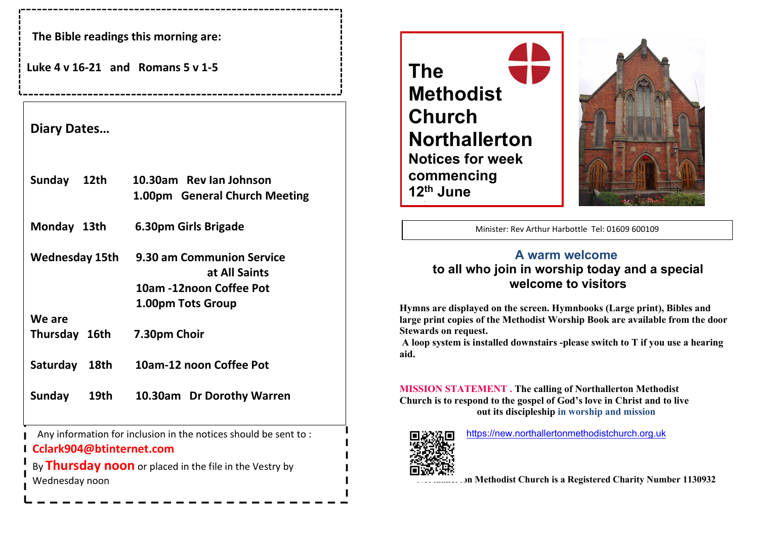**The Bible readings this morning are:**

**Luke 4 v 16-21 and Romans 5 v 1-5**

## Diary Dates…

| | |
|---|---|
| **Sunday 12th** | **10.30am Rev Ian Johnson**<br>**1.00pm General Church Meeting** |
| **Monday 13th** | **6.30pm Girls Brigade** |
| **Wednesday 15th** | **9.30 am Communion Service at All Saints**<br>**10am -12noon Coffee Pot**<br>**1.00pm Tots Group** |
| **We are** | |
| **Thursday 16th** | **7.30pm Choir** |
| **Saturday 18th** | **10am-12 noon Coffee Pot** |
| **Sunday 19th** | **10.30am Dr Dorothy Warren** |

Any information for inclusion in the notices should be sent to :
**Cclark904@btinternet.com**
By **Thursday noon** or placed in the file in the Vestry by Wednesday noon

# The Methodist Church Northallerton

## Notices for week commencing 12th June

Minister: Rev Arthur Harbottle Tel: 01609 600109

### A warm welcome
### to all who join in worship today and a special welcome to visitors

**Hymns are displayed on the screen. Hymnbooks (Large print), Bibles and large print copies of the Methodist Worship Book are available from the door Stewards on request.**

**A loop system is installed downstairs -please switch to T if you use a hearing aid.**

**MISSION STATEMENT . The calling of Northallerton Methodist Church is to respond to the gospel of God's love in Christ and to live out its discipleship in worship and mission**

https://new.northallertonmethodistchurch.org.uk

**Northallerton Methodist Church is a Registered Charity Number 1130932**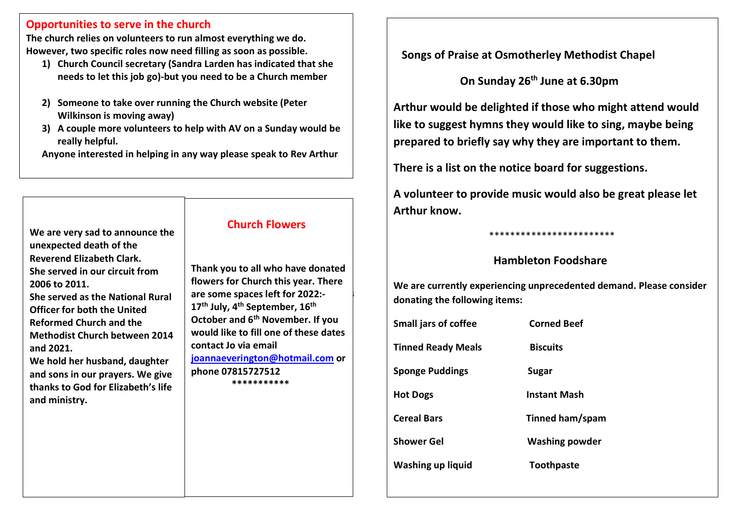## Opportunities to serve in the church

**The church relies on volunteers to run almost everything we do. However, two specific roles now need filling as soon as possible.**

1) **Church Council secretary (Sandra Larden has indicated that she needs to let this job go)-but you need to be a Church member**
2) **Someone to take over running the Church website (Peter Wilkinson is moving away)**
3) **A couple more volunteers to help with AV on a Sunday would be really helpful.**

**Anyone interested in helping in any way please speak to Rev Arthur**

**We are very sad to announce the unexpected death of the Reverend Elizabeth Clark.**
**She served in our circuit from 2006 to 2011.**
**She served as the National Rural Officer for both the United Reformed Church and the Methodist Church between 2014 and 2021.**
**We hold her husband, daughter and sons in our prayers. We give thanks to God for Elizabeth's life and ministry.**

## Church Flowers

**Thank you to all who have donated flowers for Church this year. There are some spaces left for 2022:- 17th July, 4th September, 16th October and 6th November. If you would like to fill one of these dates contact Jo via email [joannaeverington@hotmail.com](mailto:joannaeverington@hotmail.com) or phone 07815727512**

***********

## Songs of Praise at Osmotherley Methodist Chapel

**On Sunday 26th June at 6.30pm**

**Arthur would be delighted if those who might attend would like to suggest hymns they would like to sing, maybe being prepared to briefly say why they are important to them.**

**There is a list on the notice board for suggestions.**

**A volunteer to provide music would also be great please let Arthur know.**

************************

## Hambleton Foodshare

**We are currently experiencing unprecedented demand. Please consider donating the following items:**

| | |
|---|---|
| **Small jars of coffee** | **Corned Beef** |
| **Tinned Ready Meals** | **Biscuits** |
| **Sponge Puddings** | **Sugar** |
| **Hot Dogs** | **Instant Mash** |
| **Cereal Bars** | **Tinned ham/spam** |
| **Shower Gel** | **Washing powder** |
| **Washing up liquid** | **Toothpaste** |